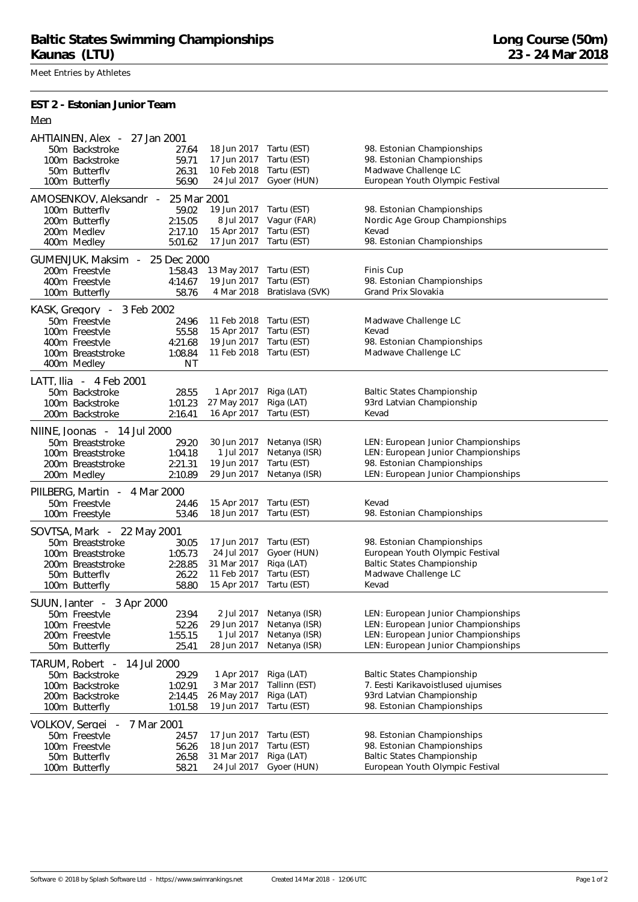# Baltic States Swimming Championships
# Kaunas (LTU)

**Long Course (50m)**
**23 - 24 Mar 2018**

Meet Entries by Athletes

## EST 2 - Estonian Junior Team

Men

**AHTIAINEN, Alex - 27 Jan 2001**

| Event | Time | Date | Place | Meet |
|---|---|---|---|---|
| 50m Backstroke | 27.64 | 18 Jun 2017 | Tartu (EST) | 98. Estonian Championships |
| 100m Backstroke | 59.71 | 17 Jun 2017 | Tartu (EST) | 98. Estonian Championships |
| 50m Butterfly | 26.31 | 10 Feb 2018 | Tartu (EST) | Madwave Challenge LC |
| 100m Butterfly | 56.90 | 24 Jul 2017 | Gyoer (HUN) | European Youth Olympic Festival |

**AMOSENKOV, Aleksandr - 25 Mar 2001**

| Event | Time | Date | Place | Meet |
|---|---|---|---|---|
| 100m Butterfly | 59.02 | 19 Jun 2017 | Tartu (EST) | 98. Estonian Championships |
| 200m Butterfly | 2:15.05 | 8 Jul 2017 | Vagur (FAR) | Nordic Age Group Championships |
| 200m Medley | 2:17.10 | 15 Apr 2017 | Tartu (EST) | Kevad |
| 400m Medley | 5:01.62 | 17 Jun 2017 | Tartu (EST) | 98. Estonian Championships |

**GUMENJUK, Maksim - 25 Dec 2000**

| Event | Time | Date | Place | Meet |
|---|---|---|---|---|
| 200m Freestyle | 1:58.43 | 13 May 2017 | Tartu (EST) | Finis Cup |
| 400m Freestyle | 4:14.67 | 19 Jun 2017 | Tartu (EST) | 98. Estonian Championships |
| 100m Butterfly | 58.76 | 4 Mar 2018 | Bratislava (SVK) | Grand Prix Slovakia |

**KASK, Gregory - 3 Feb 2002**

| Event | Time | Date | Place | Meet |
|---|---|---|---|---|
| 50m Freestyle | 24.96 | 11 Feb 2018 | Tartu (EST) | Madwave Challenge LC |
| 100m Freestyle | 55.58 | 15 Apr 2017 | Tartu (EST) | Kevad |
| 400m Freestyle | 4:21.68 | 19 Jun 2017 | Tartu (EST) | 98. Estonian Championships |
| 100m Breaststroke | 1:08.84 | 11 Feb 2018 | Tartu (EST) | Madwave Challenge LC |
| 400m Medley | NT | | | |

**LATT, Ilia - 4 Feb 2001**

| Event | Time | Date | Place | Meet |
|---|---|---|---|---|
| 50m Backstroke | 28.55 | 1 Apr 2017 | Riga (LAT) | Baltic States Championship |
| 100m Backstroke | 1:01.23 | 27 May 2017 | Riga (LAT) | 93rd Latvian Championship |
| 200m Backstroke | 2:16.41 | 16 Apr 2017 | Tartu (EST) | Kevad |

**NIINE, Joonas - 14 Jul 2000**

| Event | Time | Date | Place | Meet |
|---|---|---|---|---|
| 50m Breaststroke | 29.20 | 30 Jun 2017 | Netanya (ISR) | LEN: European Junior Championships |
| 100m Breaststroke | 1:04.18 | 1 Jul 2017 | Netanya (ISR) | LEN: European Junior Championships |
| 200m Breaststroke | 2:21.31 | 19 Jun 2017 | Tartu (EST) | 98. Estonian Championships |
| 200m Medley | 2:10.89 | 29 Jun 2017 | Netanya (ISR) | LEN: European Junior Championships |

**PIILBERG, Martin - 4 Mar 2000**

| Event | Time | Date | Place | Meet |
|---|---|---|---|---|
| 50m Freestyle | 24.46 | 15 Apr 2017 | Tartu (EST) | Kevad |
| 100m Freestyle | 53.46 | 18 Jun 2017 | Tartu (EST) | 98. Estonian Championships |

**SOVTSA, Mark - 22 May 2001**

| Event | Time | Date | Place | Meet |
|---|---|---|---|---|
| 50m Breaststroke | 30.05 | 17 Jun 2017 | Tartu (EST) | 98. Estonian Championships |
| 100m Breaststroke | 1:05.73 | 24 Jul 2017 | Gyoer (HUN) | European Youth Olympic Festival |
| 200m Breaststroke | 2:28.85 | 31 Mar 2017 | Riga (LAT) | Baltic States Championship |
| 50m Butterfly | 26.22 | 11 Feb 2017 | Tartu (EST) | Madwave Challenge LC |
| 100m Butterfly | 58.80 | 15 Apr 2017 | Tartu (EST) | Kevad |

**SUUN, Janter - 3 Apr 2000**

| Event | Time | Date | Place | Meet |
|---|---|---|---|---|
| 50m Freestyle | 23.94 | 2 Jul 2017 | Netanya (ISR) | LEN: European Junior Championships |
| 100m Freestyle | 52.26 | 29 Jun 2017 | Netanya (ISR) | LEN: European Junior Championships |
| 200m Freestyle | 1:55.15 | 1 Jul 2017 | Netanya (ISR) | LEN: European Junior Championships |
| 50m Butterfly | 25.41 | 28 Jun 2017 | Netanya (ISR) | LEN: European Junior Championships |

**TARUM, Robert - 14 Jul 2000**

| Event | Time | Date | Place | Meet |
|---|---|---|---|---|
| 50m Backstroke | 29.29 | 1 Apr 2017 | Riga (LAT) | Baltic States Championship |
| 100m Backstroke | 1:02.91 | 3 Mar 2017 | Tallinn (EST) | 7. Eesti Karikavoistlused ujumises |
| 200m Backstroke | 2:14.45 | 26 May 2017 | Riga (LAT) | 93rd Latvian Championship |
| 100m Butterfly | 1:01.58 | 19 Jun 2017 | Tartu (EST) | 98. Estonian Championships |

**VOLKOV, Sergei - 7 Mar 2001**

| Event | Time | Date | Place | Meet |
|---|---|---|---|---|
| 50m Freestyle | 24.57 | 17 Jun 2017 | Tartu (EST) | 98. Estonian Championships |
| 100m Freestyle | 56.26 | 18 Jun 2017 | Tartu (EST) | 98. Estonian Championships |
| 50m Butterfly | 26.58 | 31 Mar 2017 | Riga (LAT) | Baltic States Championship |
| 100m Butterfly | 58.21 | 24 Jul 2017 | Gyoer (HUN) | European Youth Olympic Festival |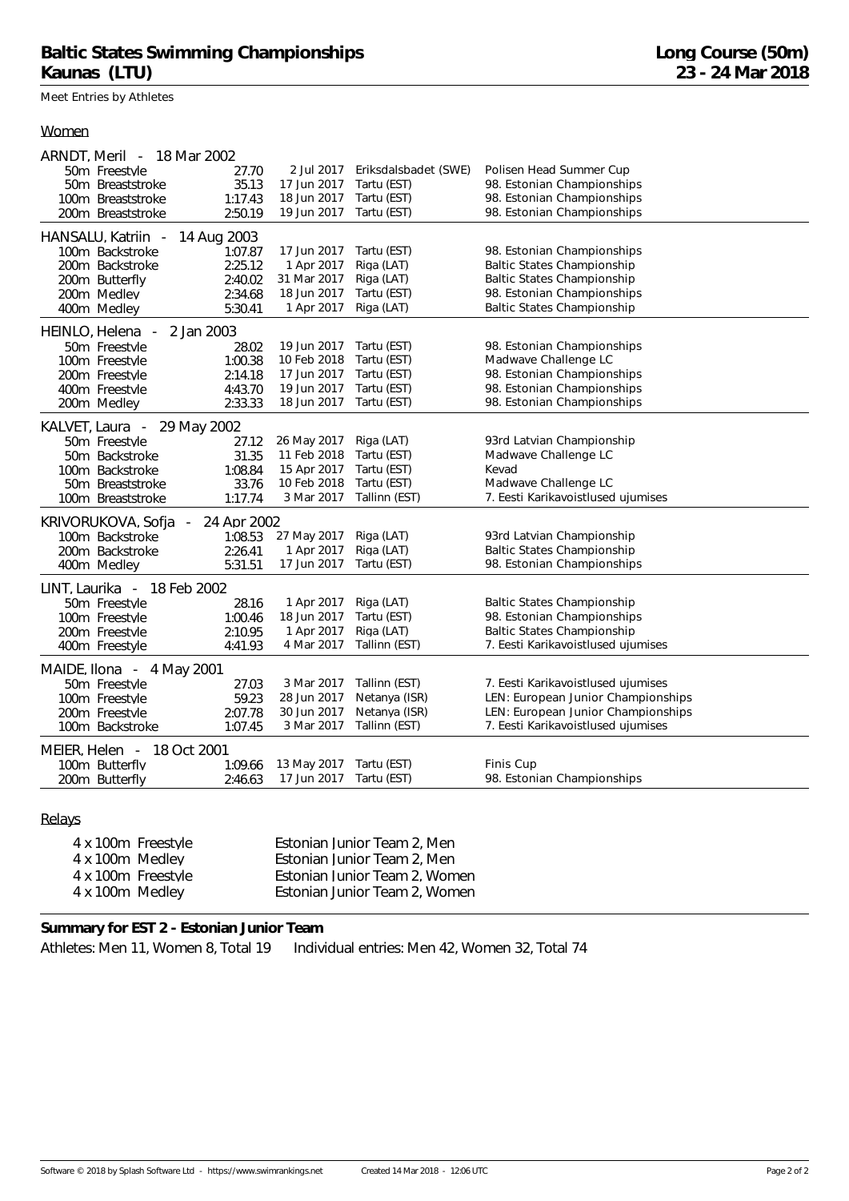# Baltic States Swimming Championships
# Kaunas (LTU)

**Long Course (50m)**
**23 - 24 Mar 2018**

Meet Entries by Athletes

## Women

| | | | | |
|---|---|---|---|---|
| **ARNDT, Meril - 18 Mar 2002** | | | | |
| 50m Freestyle | 27.70 | 2 Jul 2017 | Eriksdalsbadet (SWE) | Polisen Head Summer Cup |
| 50m Breaststroke | 35.13 | 17 Jun 2017 | Tartu (EST) | 98. Estonian Championships |
| 100m Breaststroke | 1:17.43 | 18 Jun 2017 | Tartu (EST) | 98. Estonian Championships |
| 200m Breaststroke | 2:50.19 | 19 Jun 2017 | Tartu (EST) | 98. Estonian Championships |
| **HANSALU, Katriin - 14 Aug 2003** | | | | |
| 100m Backstroke | 1:07.87 | 17 Jun 2017 | Tartu (EST) | 98. Estonian Championships |
| 200m Backstroke | 2:25.12 | 1 Apr 2017 | Riga (LAT) | Baltic States Championship |
| 200m Butterfly | 2:40.02 | 31 Mar 2017 | Riga (LAT) | Baltic States Championship |
| 200m Medley | 2:34.68 | 18 Jun 2017 | Tartu (EST) | 98. Estonian Championships |
| 400m Medley | 5:30.41 | 1 Apr 2017 | Riga (LAT) | Baltic States Championship |
| **HEINLO, Helena - 2 Jan 2003** | | | | |
| 50m Freestyle | 28.02 | 19 Jun 2017 | Tartu (EST) | 98. Estonian Championships |
| 100m Freestyle | 1:00.38 | 10 Feb 2018 | Tartu (EST) | Madwave Challenge LC |
| 200m Freestyle | 2:14.18 | 17 Jun 2017 | Tartu (EST) | 98. Estonian Championships |
| 400m Freestyle | 4:43.70 | 19 Jun 2017 | Tartu (EST) | 98. Estonian Championships |
| 200m Medley | 2:33.33 | 18 Jun 2017 | Tartu (EST) | 98. Estonian Championships |
| **KALVET, Laura - 29 May 2002** | | | | |
| 50m Freestyle | 27.12 | 26 May 2017 | Riga (LAT) | 93rd Latvian Championship |
| 50m Backstroke | 31.35 | 11 Feb 2018 | Tartu (EST) | Madwave Challenge LC |
| 100m Backstroke | 1:08.84 | 15 Apr 2017 | Tartu (EST) | Kevad |
| 50m Breaststroke | 33.76 | 10 Feb 2018 | Tartu (EST) | Madwave Challenge LC |
| 100m Breaststroke | 1:17.74 | 3 Mar 2017 | Tallinn (EST) | 7. Eesti Karikavoistlused ujumises |
| **KRIVORUKOVA, Sofja - 24 Apr 2002** | | | | |
| 100m Backstroke | 1:08.53 | 27 May 2017 | Riga (LAT) | 93rd Latvian Championship |
| 200m Backstroke | 2:26.41 | 1 Apr 2017 | Riga (LAT) | Baltic States Championship |
| 400m Medley | 5:31.51 | 17 Jun 2017 | Tartu (EST) | 98. Estonian Championships |
| **LINT, Laurika - 18 Feb 2002** | | | | |
| 50m Freestyle | 28.16 | 1 Apr 2017 | Riga (LAT) | Baltic States Championship |
| 100m Freestyle | 1:00.46 | 18 Jun 2017 | Tartu (EST) | 98. Estonian Championships |
| 200m Freestyle | 2:10.95 | 1 Apr 2017 | Riga (LAT) | Baltic States Championship |
| 400m Freestyle | 4:41.93 | 4 Mar 2017 | Tallinn (EST) | 7. Eesti Karikavoistlused ujumises |
| **MAIDE, Ilona - 4 May 2001** | | | | |
| 50m Freestyle | 27.03 | 3 Mar 2017 | Tallinn (EST) | 7. Eesti Karikavoistlused ujumises |
| 100m Freestyle | 59.23 | 28 Jun 2017 | Netanya (ISR) | LEN: European Junior Championships |
| 200m Freestyle | 2:07.78 | 30 Jun 2017 | Netanya (ISR) | LEN: European Junior Championships |
| 100m Backstroke | 1:07.45 | 3 Mar 2017 | Tallinn (EST) | 7. Eesti Karikavoistlused ujumises |
| **MEIER, Helen - 18 Oct 2001** | | | | |
| 100m Butterfly | 1:09.66 | 13 May 2017 | Tartu (EST) | Finis Cup |
| 200m Butterfly | 2:46.63 | 17 Jun 2017 | Tartu (EST) | 98. Estonian Championships |

## Relays

| | |
|---|---|
| 4 x 100m Freestyle | Estonian Junior Team 2, Men |
| 4 x 100m Medley | Estonian Junior Team 2, Men |
| 4 x 100m Freestyle | Estonian Junior Team 2, Women |
| 4 x 100m Medley | Estonian Junior Team 2, Women |

**Summary for EST 2 - Estonian Junior Team**

Athletes: Men 11, Women 8, Total 19    Individual entries: Men 42, Women 32, Total 74